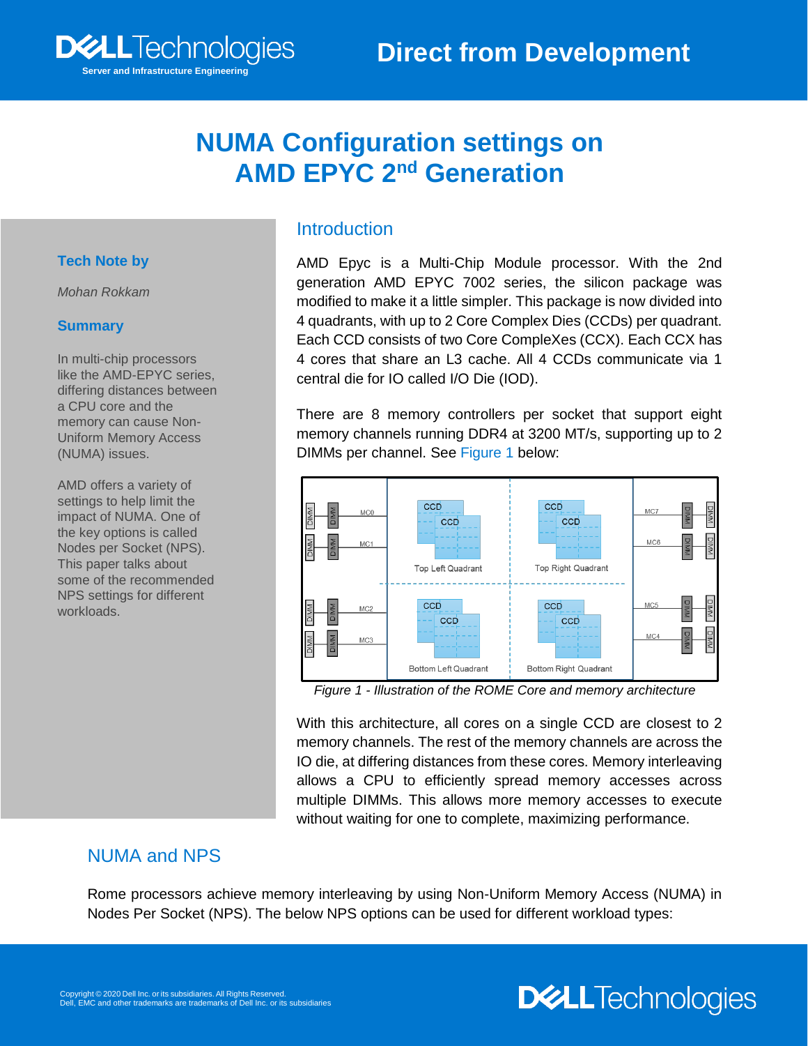# NUMA Configuration settings on AMD EPYC 2nd Generation

**Tech Note by**

*Mohan Rokkam*

**Summary**

In multi-chip processors like the AMD-EPYC series, differing distances between a CPU core and the memory can cause Non-Uniform Memory Access (NUMA) issues.

AMD offers a variety of settings to help limit the impact of NUMA. One of the key options is called Nodes per Socket (NPS). This paper talks about some of the recommended NPS settings for different workloads.

## Introduction

AMD Epyc is a Multi-Chip Module processor. With the 2nd generation AMD EPYC 7002 series, the silicon package was modified to make it a little simpler. This package is now divided into 4 quadrants, with up to 2 Core Complex Dies (CCDs) per quadrant. Each CCD consists of two Core CompleXes (CCX). Each CCX has 4 cores that share an L3 cache. All 4 CCDs communicate via 1 central die for IO called I/O Die (IOD).

There are 8 memory controllers per socket that support eight memory channels running DDR4 at 3200 MT/s, supporting up to 2 DIMMs per channel. See Figure 1 below:

*Figure 1 - Illustration of the ROME Core and memory architecture*

With this architecture, all cores on a single CCD are closest to 2 memory channels. The rest of the memory channels are across the IO die, at differing distances from these cores. Memory interleaving allows a CPU to efficiently spread memory accesses across multiple DIMMs. This allows more memory accesses to execute without waiting for one to complete, maximizing performance.

## NUMA and NPS

Rome processors achieve memory interleaving by using Non-Uniform Memory Access (NUMA) in Nodes Per Socket (NPS). The below NPS options can be used for different workload types: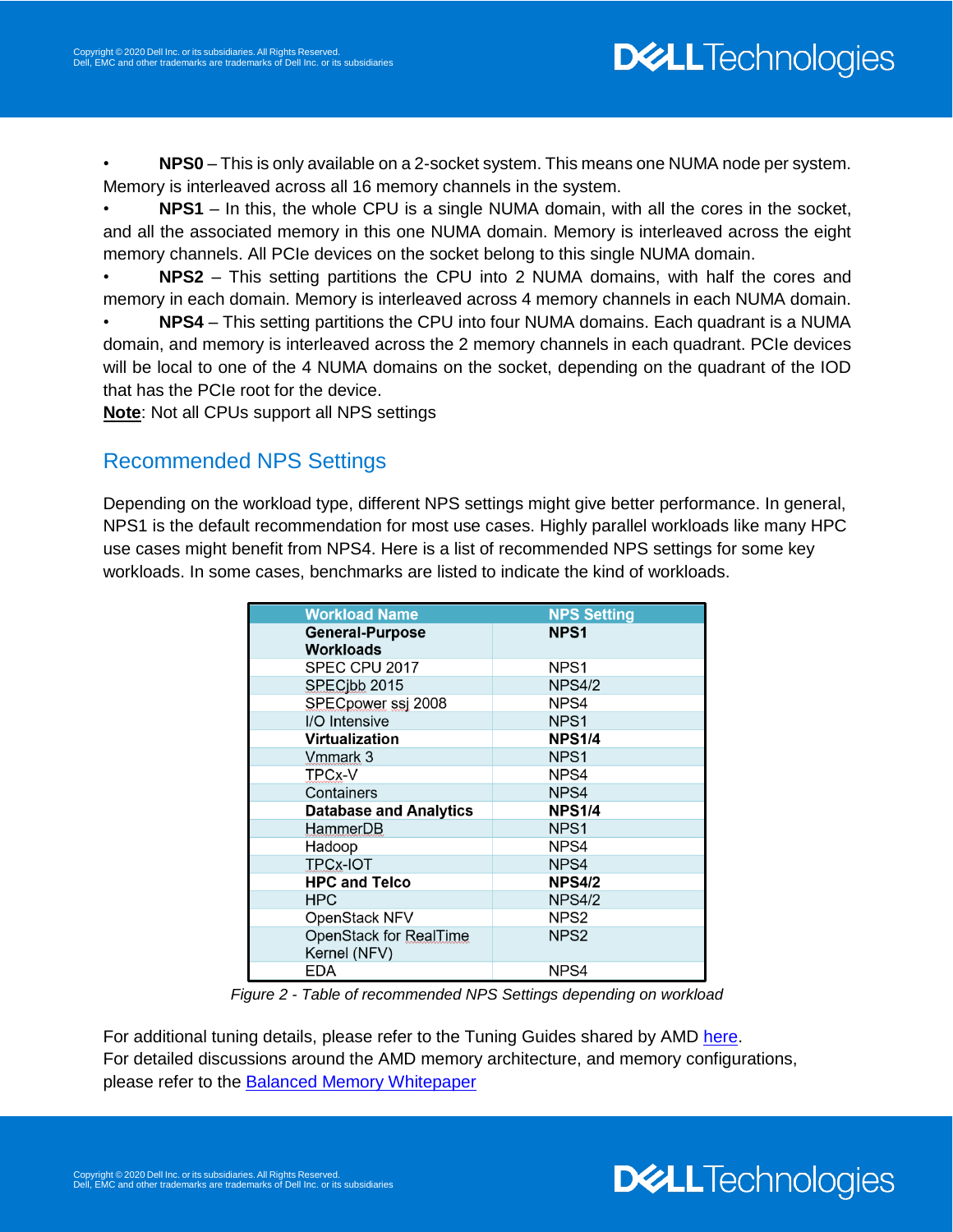- **NPS0** – This is only available on a 2-socket system. This means one NUMA node per system. Memory is interleaved across all 16 memory channels in the system.
- **NPS1** – In this, the whole CPU is a single NUMA domain, with all the cores in the socket, and all the associated memory in this one NUMA domain. Memory is interleaved across the eight memory channels. All PCIe devices on the socket belong to this single NUMA domain.
- **NPS2** – This setting partitions the CPU into 2 NUMA domains, with half the cores and memory in each domain. Memory is interleaved across 4 memory channels in each NUMA domain.
- **NPS4** – This setting partitions the CPU into four NUMA domains. Each quadrant is a NUMA domain, and memory is interleaved across the 2 memory channels in each quadrant. PCIe devices will be local to one of the 4 NUMA domains on the socket, depending on the quadrant of the IOD that has the PCIe root for the device.

**Note**: Not all CPUs support all NPS settings

## Recommended NPS Settings

Depending on the workload type, different NPS settings might give better performance. In general, NPS1 is the default recommendation for most use cases. Highly parallel workloads like many HPC use cases might benefit from NPS4. Here is a list of recommended NPS settings for some key workloads. In some cases, benchmarks are listed to indicate the kind of workloads.

| Workload Name | NPS Setting |
|---|---|
| **General-Purpose Workloads** | **NPS1** |
| SPEC CPU 2017 | NPS1 |
| SPECjbb 2015 | NPS4/2 |
| SPECpower ssj 2008 | NPS4 |
| I/O Intensive | NPS1 |
| **Virtualization** | **NPS1/4** |
| Vmmark 3 | NPS1 |
| TPCx-V | NPS4 |
| Containers | NPS4 |
| **Database and Analytics** | **NPS1/4** |
| HammerDB | NPS1 |
| Hadoop | NPS4 |
| TPCx-IOT | NPS4 |
| **HPC and Telco** | **NPS4/2** |
| HPC | NPS4/2 |
| OpenStack NFV | NPS2 |
| OpenStack for RealTime Kernel (NFV) | NPS2 |
| EDA | NPS4 |

*Figure 2 - Table of recommended NPS Settings depending on workload*

For additional tuning details, please refer to the Tuning Guides shared by AMD here.
For detailed discussions around the AMD memory architecture, and memory configurations, please refer to the Balanced Memory Whitepaper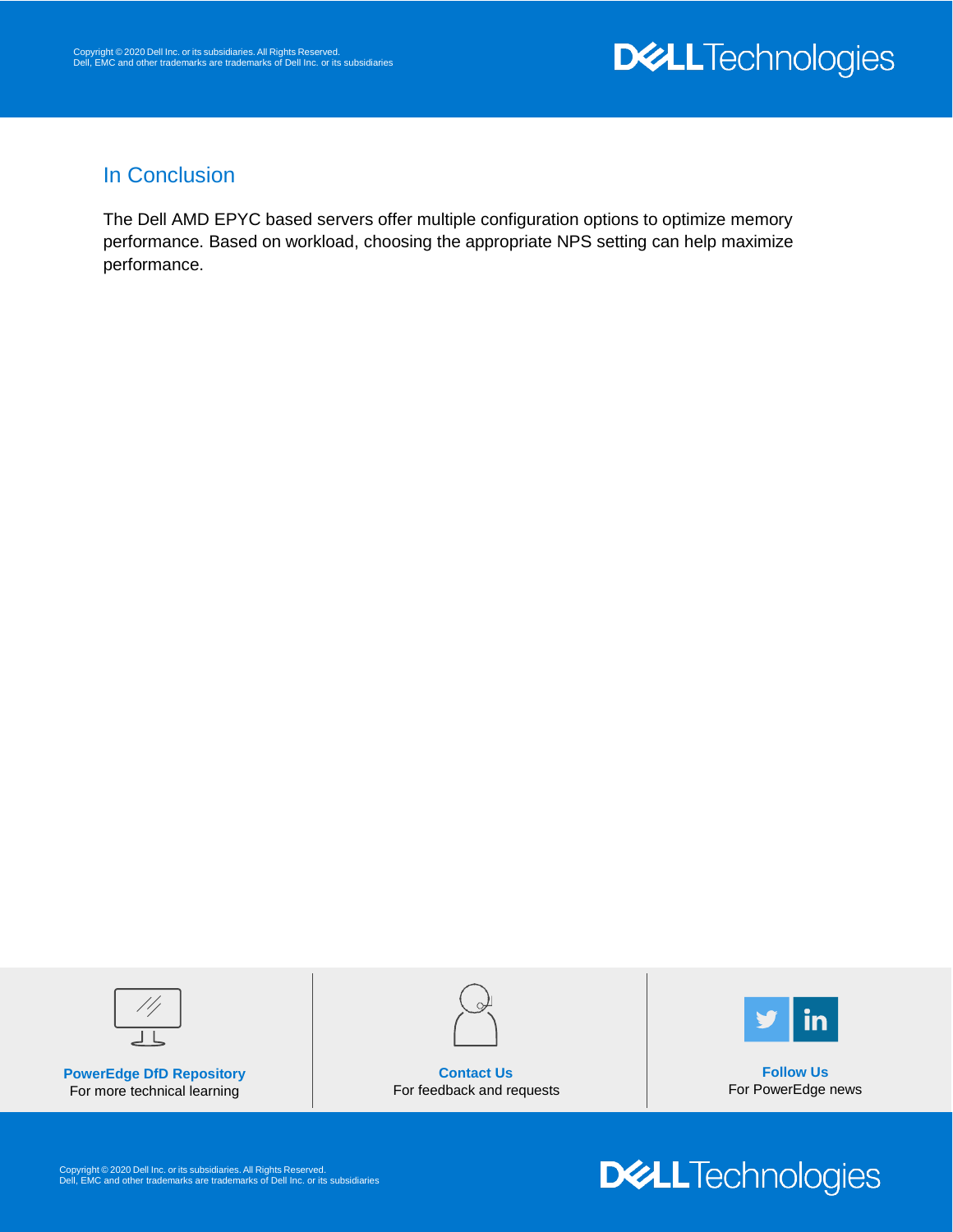## In Conclusion

The Dell AMD EPYC based servers offer multiple configuration options to optimize memory performance. Based on workload, choosing the appropriate NPS setting can help maximize performance.

**PowerEdge DfD Repository**
For more technical learning

**Contact Us**
For feedback and requests

**Follow Us**
For PowerEdge news